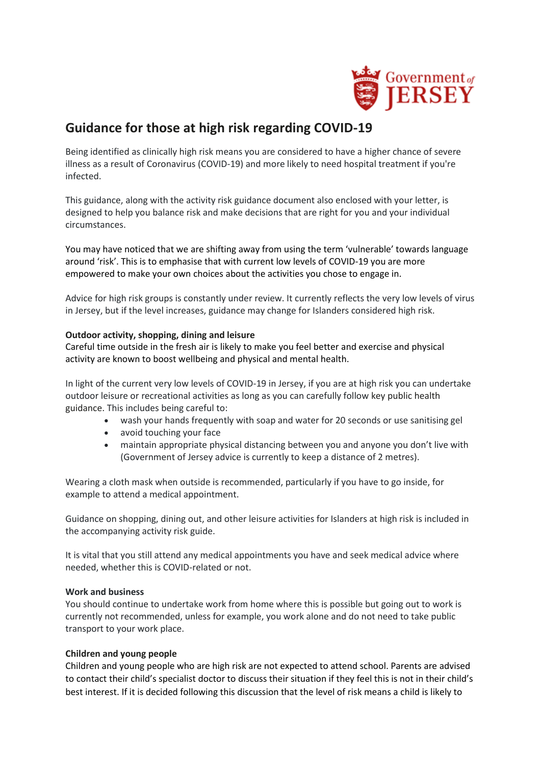# Guidance for those at high risk regarding COVID-19

Being identified as clinically high risk means you are considered to have a higher chance of severe illness as a result of Coronavirus (COVID-19) and more likely to need hospital treatment if you're infected.

This guidance, along with the activity risk guidance document also enclosed with your letter, is designed to help you balance risk and make decisions that are right for you and your individual circumstances.

You may have noticed that we are shifting away from using the term 'vulnerable' towards language around 'risk'. This is to emphasise that with current low levels of COVID-19 you are more empowered to make your own choices about the activities you chose to engage in.

Advice for high risk groups is constantly under review. It currently reflects the very low levels of virus in Jersey, but if the level increases, guidance may change for Islanders considered high risk.

**Outdoor activity, shopping, dining and leisure**
Careful time outside in the fresh air is likely to make you feel better and exercise and physical activity are known to boost wellbeing and physical and mental health.

In light of the current very low levels of COVID-19 in Jersey, if you are at high risk you can undertake outdoor leisure or recreational activities as long as you can carefully follow key public health guidance. This includes being careful to:

- wash your hands frequently with soap and water for 20 seconds or use sanitising gel
- avoid touching your face
- maintain appropriate physical distancing between you and anyone you don't live with (Government of Jersey advice is currently to keep a distance of 2 metres).

Wearing a cloth mask when outside is recommended, particularly if you have to go inside, for example to attend a medical appointment.

Guidance on shopping, dining out, and other leisure activities for Islanders at high risk is included in the accompanying activity risk guide.

It is vital that you still attend any medical appointments you have and seek medical advice where needed, whether this is COVID-related or not.

**Work and business**
You should continue to undertake work from home where this is possible but going out to work is currently not recommended, unless for example, you work alone and do not need to take public transport to your work place.

**Children and young people**
Children and young people who are high risk are not expected to attend school. Parents are advised to contact their child's specialist doctor to discuss their situation if they feel this is not in their child's best interest. If it is decided following this discussion that the level of risk means a child is likely to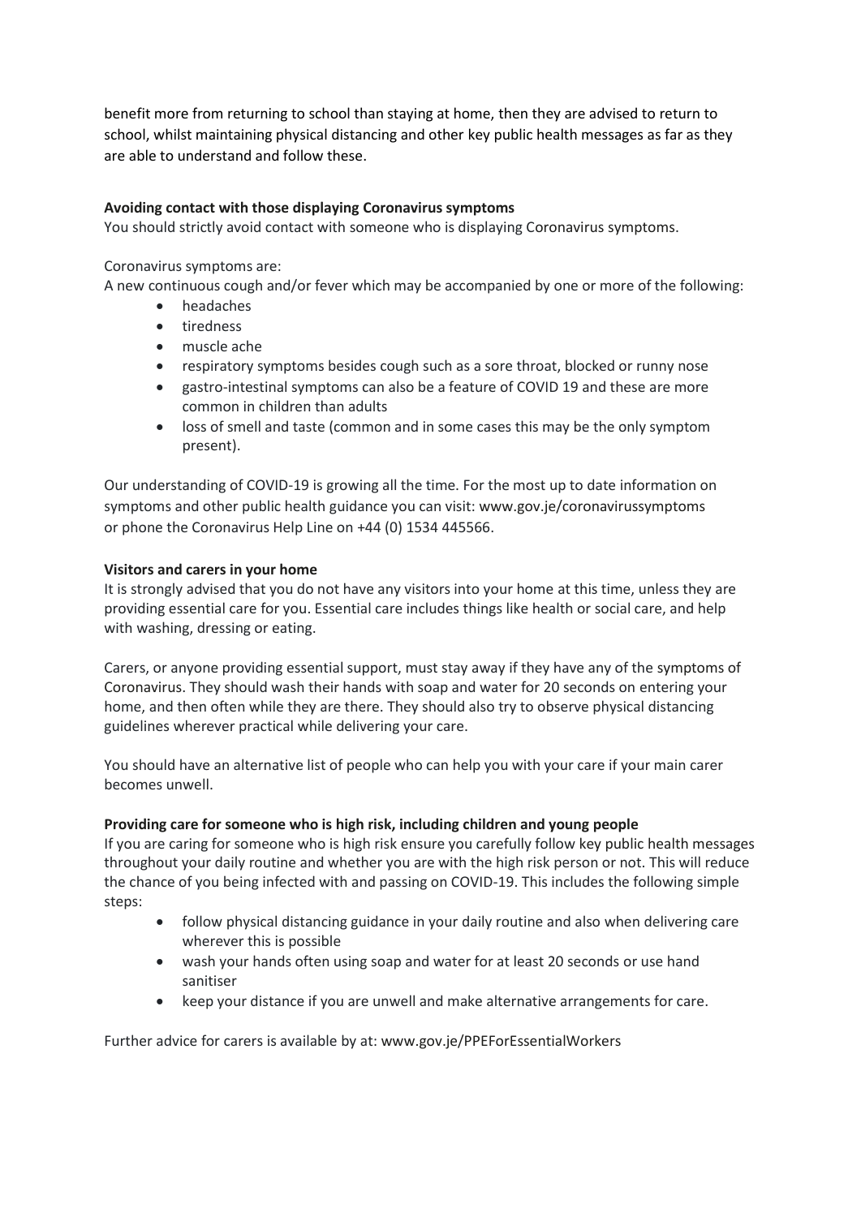benefit more from returning to school than staying at home, then they are advised to return to school, whilst maintaining physical distancing and other key public health messages as far as they are able to understand and follow these.

**Avoiding contact with those displaying Coronavirus symptoms**
You should strictly avoid contact with someone who is displaying Coronavirus symptoms.

Coronavirus symptoms are:
A new continuous cough and/or fever which may be accompanied by one or more of the following:

- headaches
- tiredness
- muscle ache
- respiratory symptoms besides cough such as a sore throat, blocked or runny nose
- gastro-intestinal symptoms can also be a feature of COVID 19 and these are more common in children than adults
- loss of smell and taste (common and in some cases this may be the only symptom present).

Our understanding of COVID-19 is growing all the time. For the most up to date information on symptoms and other public health guidance you can visit: www.gov.je/coronavirussymptoms or phone the Coronavirus Help Line on +44 (0) 1534 445566.

**Visitors and carers in your home**
It is strongly advised that you do not have any visitors into your home at this time, unless they are providing essential care for you. Essential care includes things like health or social care, and help with washing, dressing or eating.

Carers, or anyone providing essential support, must stay away if they have any of the symptoms of Coronavirus. They should wash their hands with soap and water for 20 seconds on entering your home, and then often while they are there. They should also try to observe physical distancing guidelines wherever practical while delivering your care.

You should have an alternative list of people who can help you with your care if your main carer becomes unwell.

**Providing care for someone who is high risk, including children and young people**
If you are caring for someone who is high risk ensure you carefully follow key public health messages throughout your daily routine and whether you are with the high risk person or not. This will reduce the chance of you being infected with and passing on COVID-19. This includes the following simple steps:

- follow physical distancing guidance in your daily routine and also when delivering care wherever this is possible
- wash your hands often using soap and water for at least 20 seconds or use hand sanitiser
- keep your distance if you are unwell and make alternative arrangements for care.

Further advice for carers is available by at: www.gov.je/PPEForEssentialWorkers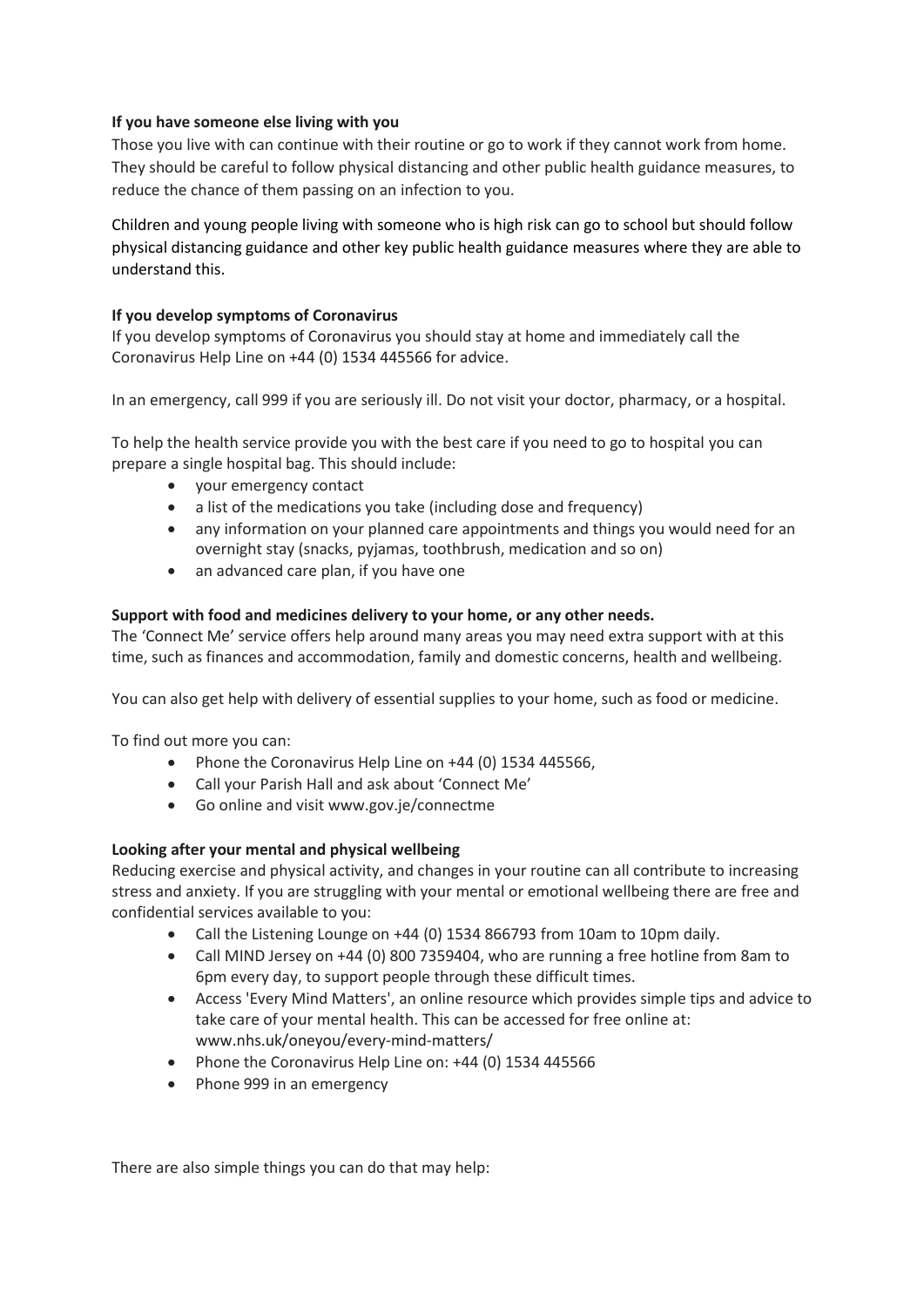**If you have someone else living with you**

Those you live with can continue with their routine or go to work if they cannot work from home. They should be careful to follow physical distancing and other public health guidance measures, to reduce the chance of them passing on an infection to you.

Children and young people living with someone who is high risk can go to school but should follow physical distancing guidance and other key public health guidance measures where they are able to understand this.

**If you develop symptoms of Coronavirus**

If you develop symptoms of Coronavirus you should stay at home and immediately call the Coronavirus Help Line on +44 (0) 1534 445566 for advice.

In an emergency, call 999 if you are seriously ill. Do not visit your doctor, pharmacy, or a hospital.

To help the health service provide you with the best care if you need to go to hospital you can prepare a single hospital bag. This should include:

- your emergency contact
- a list of the medications you take (including dose and frequency)
- any information on your planned care appointments and things you would need for an overnight stay (snacks, pyjamas, toothbrush, medication and so on)
- an advanced care plan, if you have one

**Support with food and medicines delivery to your home, or any other needs.**

The 'Connect Me' service offers help around many areas you may need extra support with at this time, such as finances and accommodation, family and domestic concerns, health and wellbeing.

You can also get help with delivery of essential supplies to your home, such as food or medicine.

To find out more you can:

- Phone the Coronavirus Help Line on +44 (0) 1534 445566,
- Call your Parish Hall and ask about 'Connect Me'
- Go online and visit www.gov.je/connectme

**Looking after your mental and physical wellbeing**

Reducing exercise and physical activity, and changes in your routine can all contribute to increasing stress and anxiety. If you are struggling with your mental or emotional wellbeing there are free and confidential services available to you:

- Call the Listening Lounge on +44 (0) 1534 866793 from 10am to 10pm daily.
- Call MIND Jersey on +44 (0) 800 7359404, who are running a free hotline from 8am to 6pm every day, to support people through these difficult times.
- Access 'Every Mind Matters', an online resource which provides simple tips and advice to take care of your mental health. This can be accessed for free online at: www.nhs.uk/oneyou/every-mind-matters/
- Phone the Coronavirus Help Line on: +44 (0) 1534 445566
- Phone 999 in an emergency

There are also simple things you can do that may help: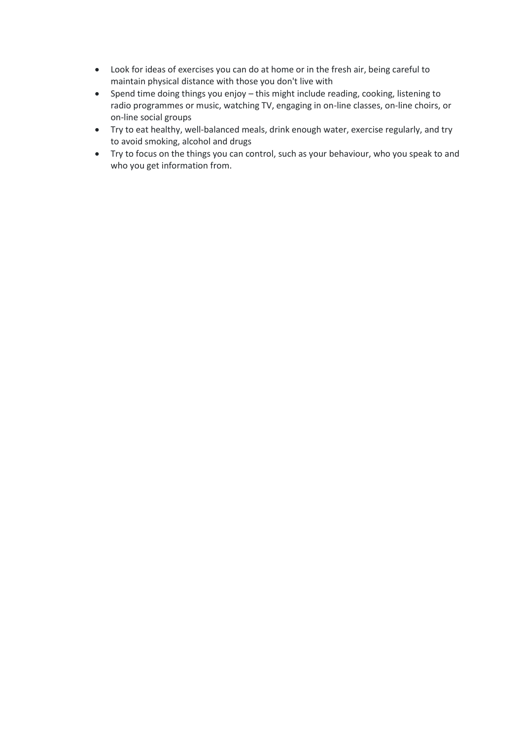- Look for ideas of exercises you can do at home or in the fresh air, being careful to maintain physical distance with those you don't live with
- Spend time doing things you enjoy – this might include reading, cooking, listening to radio programmes or music, watching TV, engaging in on-line classes, on-line choirs, or on-line social groups
- Try to eat healthy, well-balanced meals, drink enough water, exercise regularly, and try to avoid smoking, alcohol and drugs
- Try to focus on the things you can control, such as your behaviour, who you speak to and who you get information from.